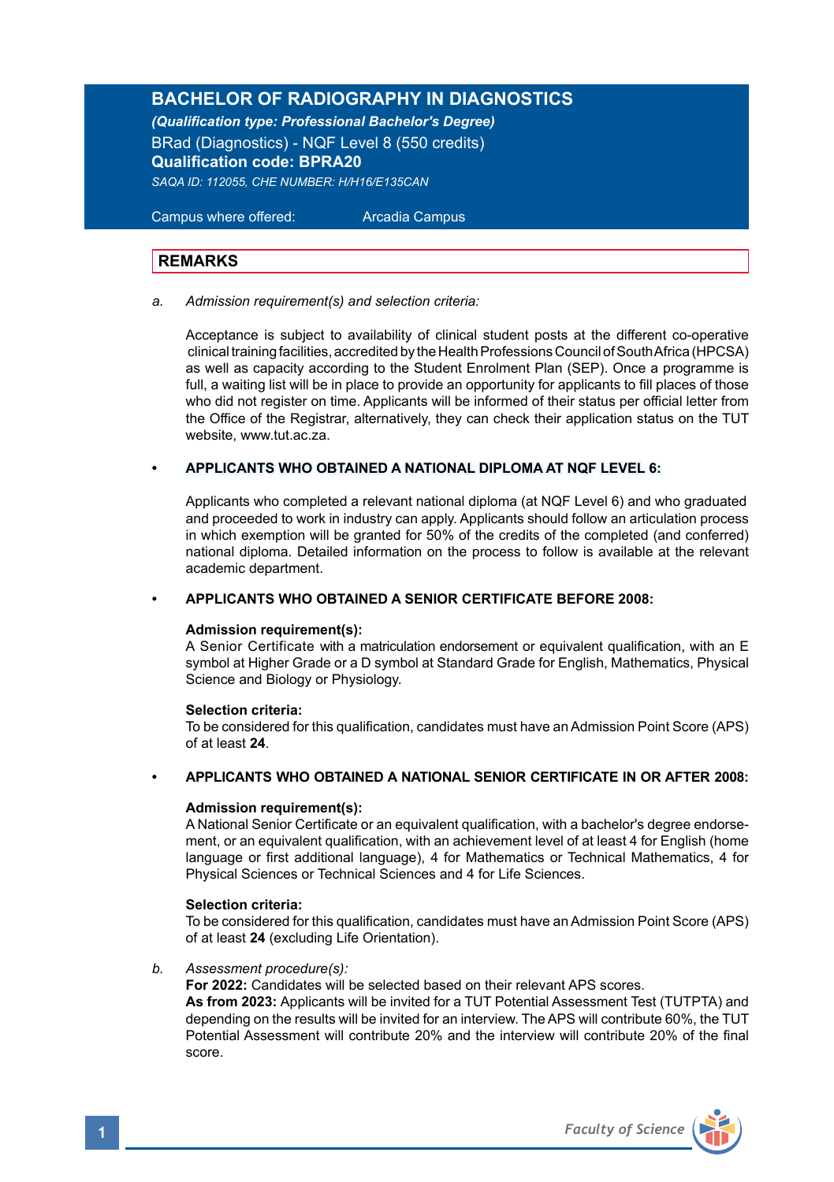# BACHELOR OF RADIOGRAPHY IN DIAGNOSTICS

***(Qualification type: Professional Bachelor's Degree)***

BRad (Diagnostics) - NQF Level 8 (550 credits)

**Qualification code: BPRA20**

*SAQA ID: 112055, CHE NUMBER: H/H16/E135CAN*

Campus where offered: Arcadia Campus

## REMARKS

a. *Admission requirement(s) and selection criteria:*

Acceptance is subject to availability of clinical student posts at the different co-operative clinical training facilities, accredited by the Health Professions Council of South Africa (HPCSA) as well as capacity according to the Student Enrolment Plan (SEP). Once a programme is full, a waiting list will be in place to provide an opportunity for applicants to fill places of those who did not register on time. Applicants will be informed of their status per official letter from the Office of the Registrar, alternatively, they can check their application status on the TUT website, www.tut.ac.za.

- **APPLICANTS WHO OBTAINED A NATIONAL DIPLOMA AT NQF LEVEL 6:**

  Applicants who completed a relevant national diploma (at NQF Level 6) and who graduated and proceeded to work in industry can apply. Applicants should follow an articulation process in which exemption will be granted for 50% of the credits of the completed (and conferred) national diploma. Detailed information on the process to follow is available at the relevant academic department.

- **APPLICANTS WHO OBTAINED A SENIOR CERTIFICATE BEFORE 2008:**

  **Admission requirement(s):**
  A Senior Certificate with a matriculation endorsement or equivalent qualification, with an E symbol at Higher Grade or a D symbol at Standard Grade for English, Mathematics, Physical Science and Biology or Physiology.

  **Selection criteria:**
  To be considered for this qualification, candidates must have an Admission Point Score (APS) of at least **24**.

- **APPLICANTS WHO OBTAINED A NATIONAL SENIOR CERTIFICATE IN OR AFTER 2008:**

  **Admission requirement(s):**
  A National Senior Certificate or an equivalent qualification, with a bachelor's degree endorsement, or an equivalent qualification, with an achievement level of at least 4 for English (home language or first additional language), 4 for Mathematics or Technical Mathematics, 4 for Physical Sciences or Technical Sciences and 4 for Life Sciences.

  **Selection criteria:**
  To be considered for this qualification, candidates must have an Admission Point Score (APS) of at least **24** (excluding Life Orientation).

b. *Assessment procedure(s):*
**For 2022:** Candidates will be selected based on their relevant APS scores.
**As from 2023:** Applicants will be invited for a TUT Potential Assessment Test (TUTPTA) and depending on the results will be invited for an interview. The APS will contribute 60%, the TUT Potential Assessment will contribute 20% and the interview will contribute 20% of the final score.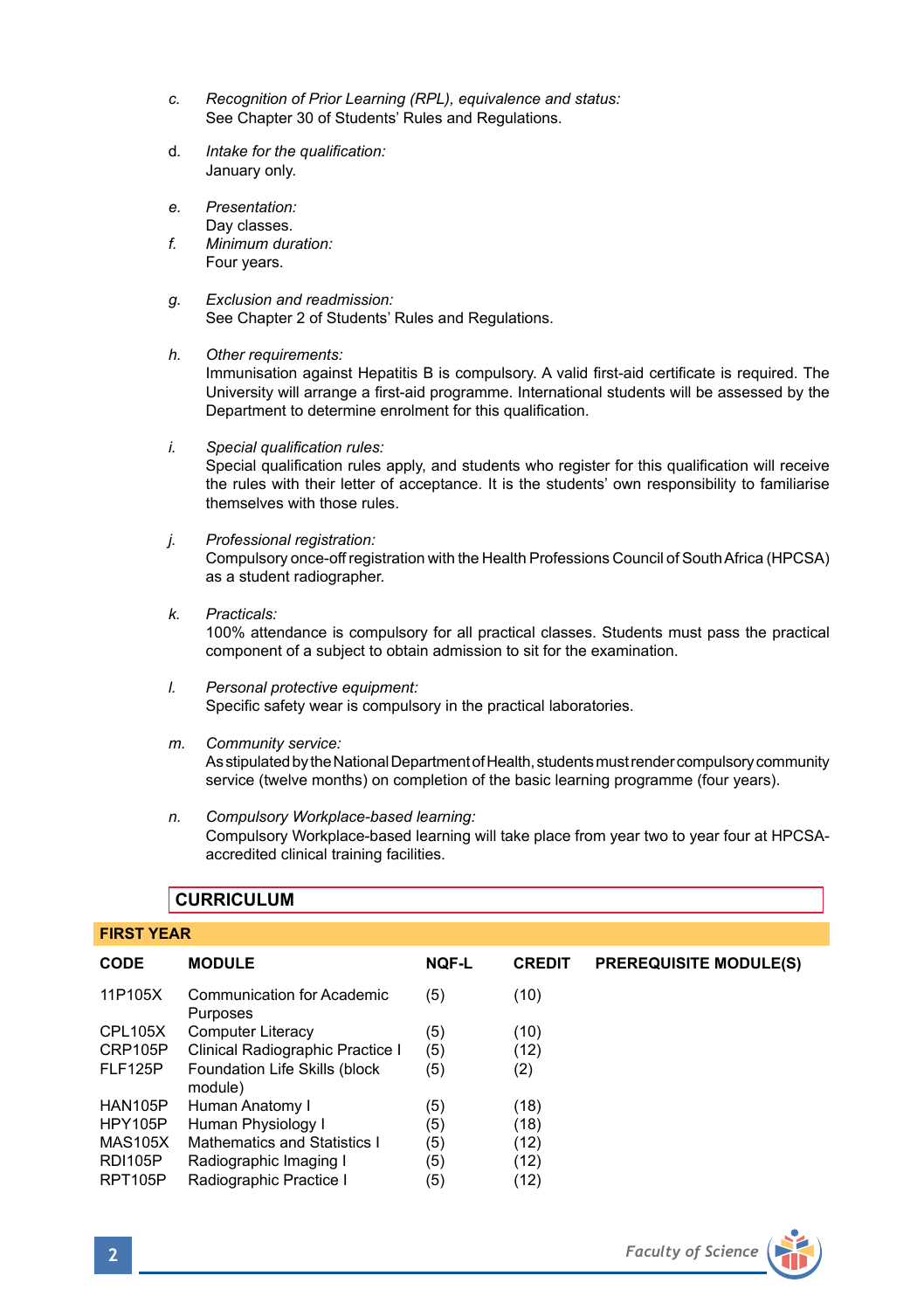c. *Recognition of Prior Learning (RPL), equivalence and status:*
See Chapter 30 of Students' Rules and Regulations.

d. *Intake for the qualification:*
January only.

e. *Presentation:*
Day classes.

f. *Minimum duration:*
Four years.

g. *Exclusion and readmission:*
See Chapter 2 of Students' Rules and Regulations.

h. *Other requirements:*
Immunisation against Hepatitis B is compulsory. A valid first-aid certificate is required. The University will arrange a first-aid programme. International students will be assessed by the Department to determine enrolment for this qualification.

i. *Special qualification rules:*
Special qualification rules apply, and students who register for this qualification will receive the rules with their letter of acceptance. It is the students' own responsibility to familiarise themselves with those rules.

j. *Professional registration:*
Compulsory once-off registration with the Health Professions Council of South Africa (HPCSA) as a student radiographer.

k. *Practicals:*
100% attendance is compulsory for all practical classes. Students must pass the practical component of a subject to obtain admission to sit for the examination.

l. *Personal protective equipment:*
Specific safety wear is compulsory in the practical laboratories.

m. *Community service:*
As stipulated by the National Department of Health, students must render compulsory community service (twelve months) on completion of the basic learning programme (four years).

n. *Compulsory Workplace-based learning:*
Compulsory Workplace-based learning will take place from year two to year four at HPCSA-accredited clinical training facilities.

## CURRICULUM

### FIRST YEAR

| CODE | MODULE | NQF-L | CREDIT | PREREQUISITE MODULE(S) |
|---|---|---|---|---|
| 11P105X | Communication for Academic Purposes | (5) | (10) | |
| CPL105X | Computer Literacy | (5) | (10) | |
| CRP105P | Clinical Radiographic Practice I | (5) | (12) | |
| FLF125P | Foundation Life Skills (block module) | (5) | (2) | |
| HAN105P | Human Anatomy I | (5) | (18) | |
| HPY105P | Human Physiology I | (5) | (18) | |
| MAS105X | Mathematics and Statistics I | (5) | (12) | |
| RDI105P | Radiographic Imaging I | (5) | (12) | |
| RPT105P | Radiographic Practice I | (5) | (12) | |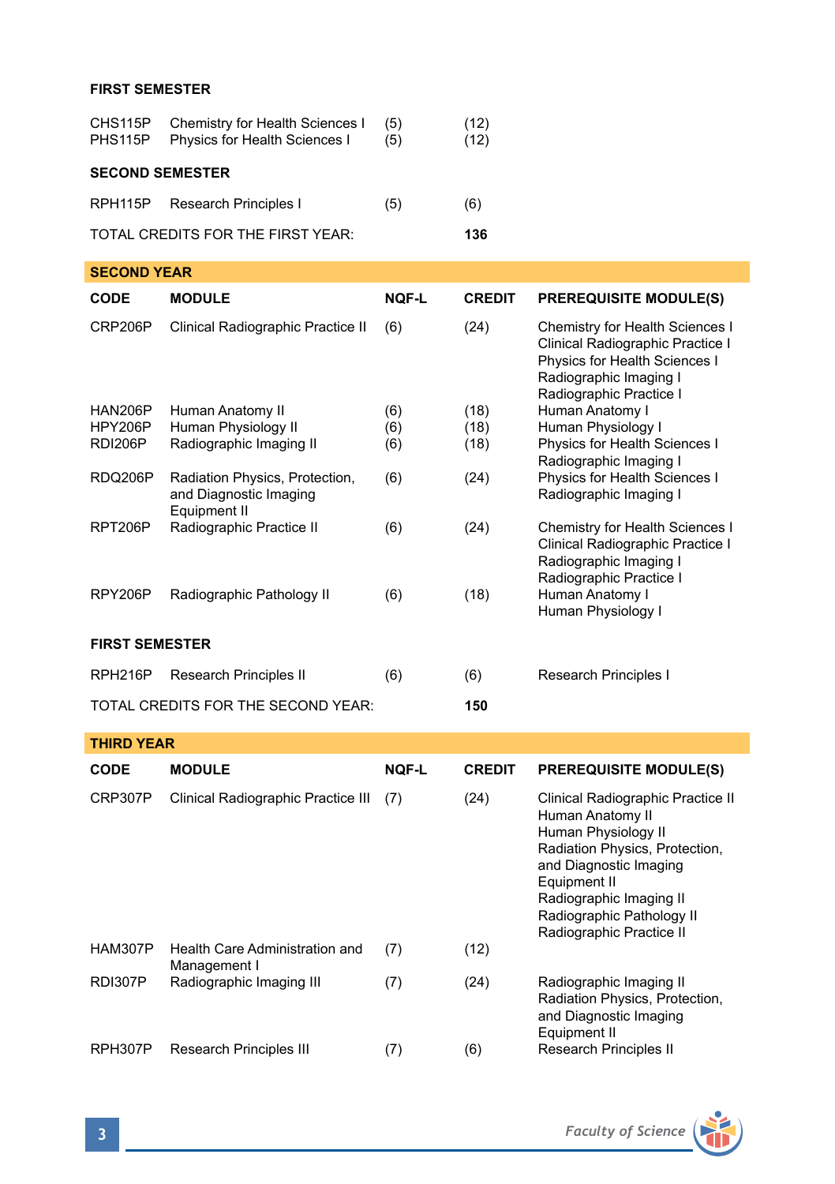**FIRST SEMESTER**

| | | | |
|---|---|---|---|
| CHS115P | Chemistry for Health Sciences I | (5) | (12) |
| PHS115P | Physics for Health Sciences I | (5) | (12) |

**SECOND SEMESTER**

| | | | |
|---|---|---|---|
| RPH115P | Research Principles I | (5) | (6) |

TOTAL CREDITS FOR THE FIRST YEAR: **136**

## SECOND YEAR

| CODE | MODULE | NQF-L | CREDIT | PREREQUISITE MODULE(S) |
|---|---|---|---|---|
| CRP206P | Clinical Radiographic Practice II | (6) | (24) | Chemistry for Health Sciences I<br>Clinical Radiographic Practice I<br>Physics for Health Sciences I<br>Radiographic Imaging I<br>Radiographic Practice I |
| HAN206P | Human Anatomy II | (6) | (18) | Human Anatomy I |
| HPY206P | Human Physiology II | (6) | (18) | Human Physiology I |
| RDI206P | Radiographic Imaging II | (6) | (18) | Physics for Health Sciences I<br>Radiographic Imaging I |
| RDQ206P | Radiation Physics, Protection, and Diagnostic Imaging Equipment II | (6) | (24) | Physics for Health Sciences I<br>Radiographic Imaging I |
| RPT206P | Radiographic Practice II | (6) | (24) | Chemistry for Health Sciences I<br>Clinical Radiographic Practice I<br>Radiographic Imaging I<br>Radiographic Practice I |
| RPY206P | Radiographic Pathology II | (6) | (18) | Human Anatomy I<br>Human Physiology I |

**FIRST SEMESTER**

| | | | | |
|---|---|---|---|---|
| RPH216P | Research Principles II | (6) | (6) | Research Principles I |

TOTAL CREDITS FOR THE SECOND YEAR: **150**

## THIRD YEAR

| CODE | MODULE | NQF-L | CREDIT | PREREQUISITE MODULE(S) |
|---|---|---|---|---|
| CRP307P | Clinical Radiographic Practice III | (7) | (24) | Clinical Radiographic Practice II<br>Human Anatomy II<br>Human Physiology II<br>Radiation Physics, Protection, and Diagnostic Imaging Equipment II<br>Radiographic Imaging II<br>Radiographic Pathology II<br>Radiographic Practice II |
| HAM307P | Health Care Administration and Management I | (7) | (12) | |
| RDI307P | Radiographic Imaging III | (7) | (24) | Radiographic Imaging II<br>Radiation Physics, Protection, and Diagnostic Imaging Equipment II |
| RPH307P | Research Principles III | (7) | (6) | Research Principles II |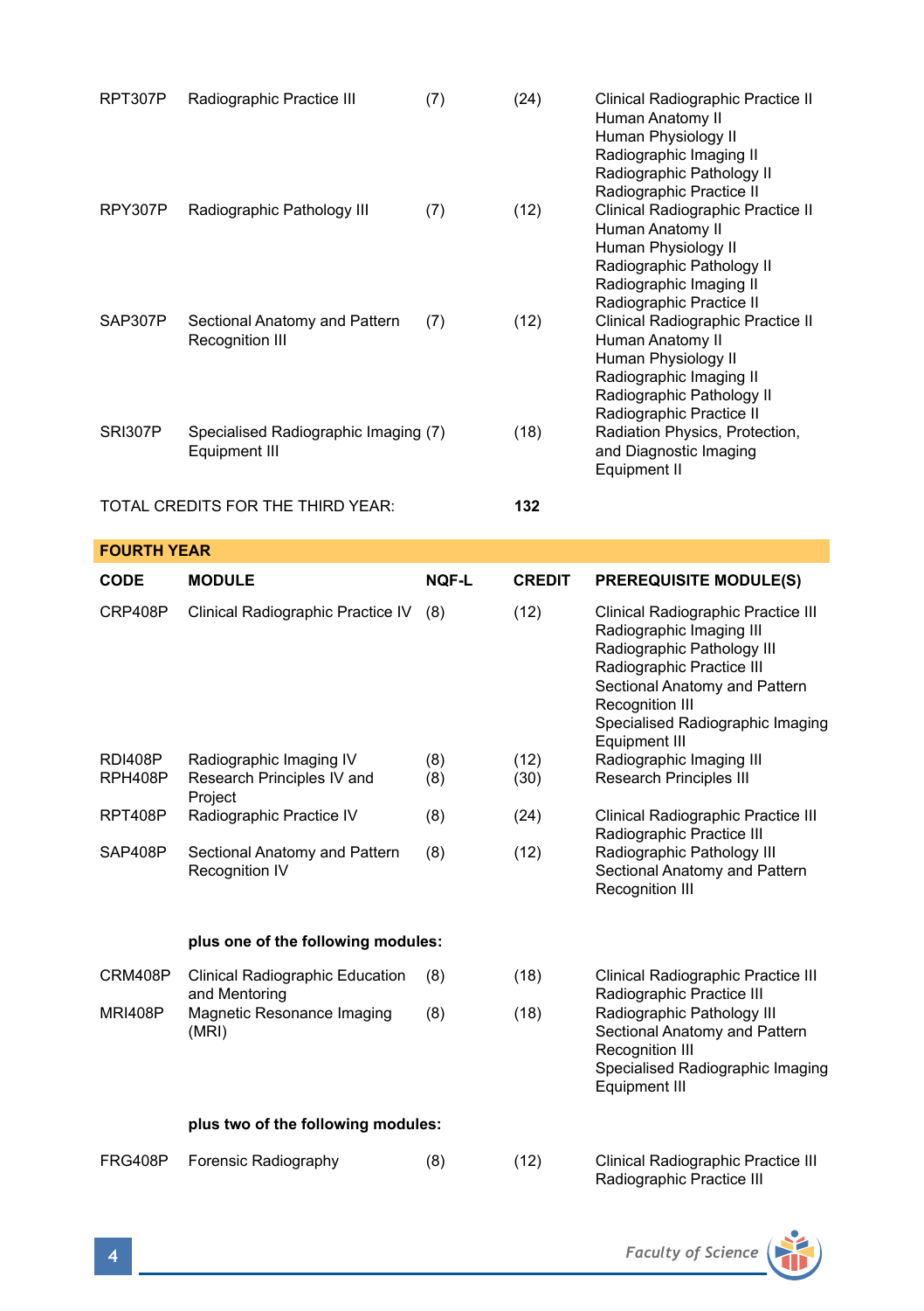| CODE | MODULE | NQF-L | CREDIT | PREREQUISITE MODULE(S) |
|---|---|---|---|---|
| RPT307P | Radiographic Practice III | (7) | (24) | Clinical Radiographic Practice II<br>Human Anatomy II<br>Human Physiology II<br>Radiographic Imaging II<br>Radiographic Pathology II<br>Radiographic Practice II |
| RPY307P | Radiographic Pathology III | (7) | (12) | Clinical Radiographic Practice II<br>Human Anatomy II<br>Human Physiology II<br>Radiographic Pathology II<br>Radiographic Imaging II<br>Radiographic Practice II |
| SAP307P | Sectional Anatomy and Pattern Recognition III | (7) | (12) | Clinical Radiographic Practice II<br>Human Anatomy II<br>Human Physiology II<br>Radiographic Imaging II<br>Radiographic Pathology II<br>Radiographic Practice II |
| SRI307P | Specialised Radiographic Imaging Equipment III | (7) | (18) | Radiation Physics, Protection, and Diagnostic Imaging Equipment II |

TOTAL CREDITS FOR THE THIRD YEAR: **132**

## FOURTH YEAR

| CODE | MODULE | NQF-L | CREDIT | PREREQUISITE MODULE(S) |
|---|---|---|---|---|
| CRP408P | Clinical Radiographic Practice IV | (8) | (12) | Clinical Radiographic Practice III<br>Radiographic Imaging III<br>Radiographic Pathology III<br>Radiographic Practice III<br>Sectional Anatomy and Pattern Recognition III<br>Specialised Radiographic Imaging Equipment III |
| RDI408P | Radiographic Imaging IV | (8) | (12) | Radiographic Imaging III |
| RPH408P | Research Principles IV and Project | (8) | (30) | Research Principles III |
| RPT408P | Radiographic Practice IV | (8) | (24) | Clinical Radiographic Practice III<br>Radiographic Practice III |
| SAP408P | Sectional Anatomy and Pattern Recognition IV | (8) | (12) | Radiographic Pathology III<br>Sectional Anatomy and Pattern Recognition III |
| | **plus one of the following modules:** | | | |
| CRM408P | Clinical Radiographic Education and Mentoring | (8) | (18) | Clinical Radiographic Practice III<br>Radiographic Practice III |
| MRI408P | Magnetic Resonance Imaging (MRI) | (8) | (18) | Radiographic Pathology III<br>Sectional Anatomy and Pattern Recognition III<br>Specialised Radiographic Imaging Equipment III |
| | **plus two of the following modules:** | | | |
| FRG408P | Forensic Radiography | (8) | (12) | Clinical Radiographic Practice III<br>Radiographic Practice III |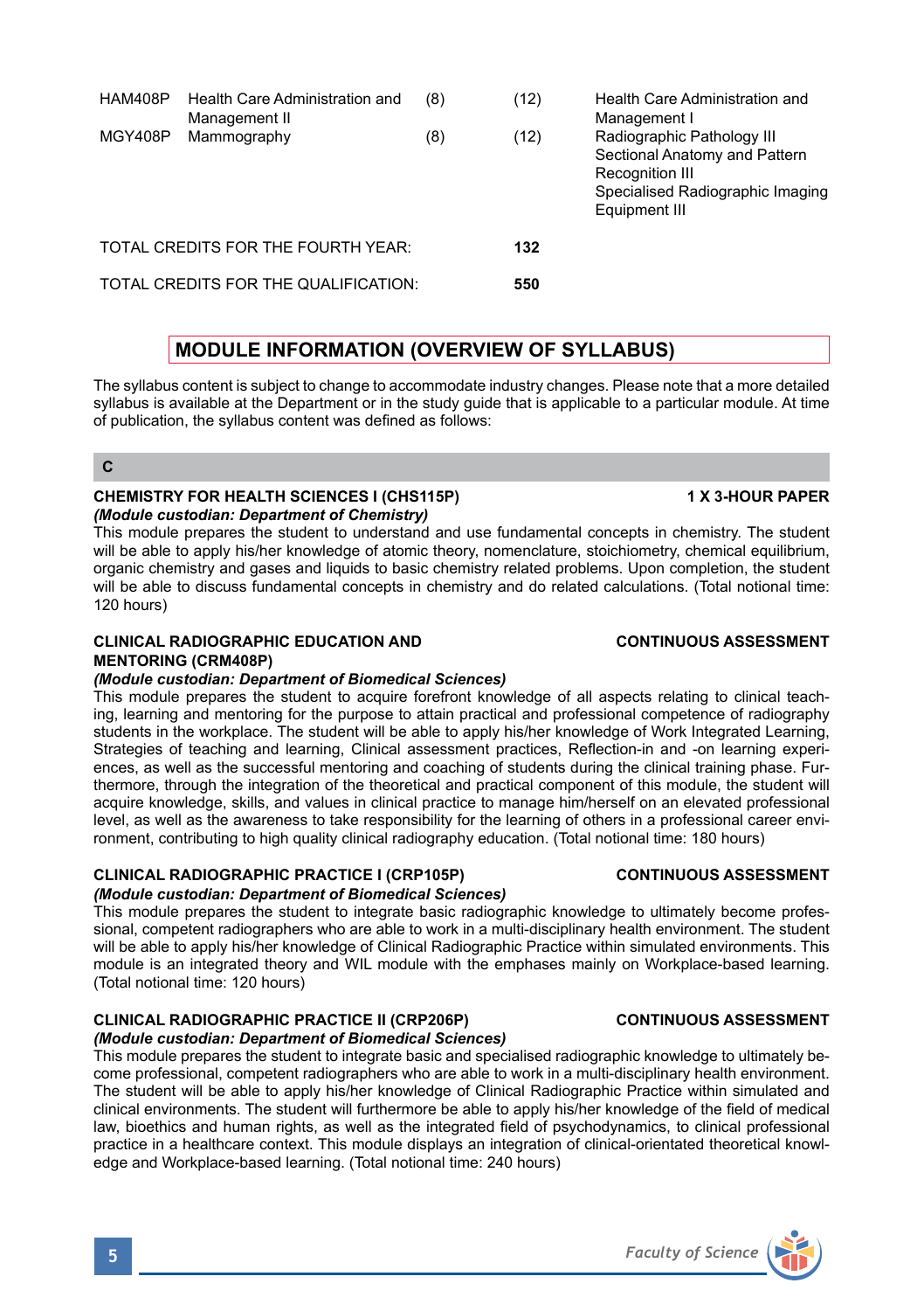| | | | | |
|---|---|---|---|---|
| HAM408P | Health Care Administration and Management II | (8) | (12) | Health Care Administration and Management I |
| MGY408P | Mammography | (8) | (12) | Radiographic Pathology III<br>Sectional Anatomy and Pattern Recognition III<br>Specialised Radiographic Imaging Equipment III |

| | |
|---|---|
| TOTAL CREDITS FOR THE FOURTH YEAR: | **132** |
| TOTAL CREDITS FOR THE QUALIFICATION: | **550** |

## MODULE INFORMATION (OVERVIEW OF SYLLABUS)

The syllabus content is subject to change to accommodate industry changes. Please note that a more detailed syllabus is available at the Department or in the study guide that is applicable to a particular module. At time of publication, the syllabus content was defined as follows:

### C

**CHEMISTRY FOR HEALTH SCIENCES I (CHS115P)** **1 X 3-HOUR PAPER**
***(Module custodian: Department of Chemistry)***
This module prepares the student to understand and use fundamental concepts in chemistry. The student will be able to apply his/her knowledge of atomic theory, nomenclature, stoichiometry, chemical equilibrium, organic chemistry and gases and liquids to basic chemistry related problems. Upon completion, the student will be able to discuss fundamental concepts in chemistry and do related calculations. (Total notional time: 120 hours)

**CLINICAL RADIOGRAPHIC EDUCATION AND MENTORING (CRM408P)** **CONTINUOUS ASSESSMENT**
***(Module custodian: Department of Biomedical Sciences)***
This module prepares the student to acquire forefront knowledge of all aspects relating to clinical teaching, learning and mentoring for the purpose to attain practical and professional competence of radiography students in the workplace. The student will be able to apply his/her knowledge of Work Integrated Learning, Strategies of teaching and learning, Clinical assessment practices, Reflection-in and -on learning experiences, as well as the successful mentoring and coaching of students during the clinical training phase. Furthermore, through the integration of the theoretical and practical component of this module, the student will acquire knowledge, skills, and values in clinical practice to manage him/herself on an elevated professional level, as well as the awareness to take responsibility for the learning of others in a professional career environment, contributing to high quality clinical radiography education. (Total notional time: 180 hours)

**CLINICAL RADIOGRAPHIC PRACTICE I (CRP105P)** **CONTINUOUS ASSESSMENT**
***(Module custodian: Department of Biomedical Sciences)***
This module prepares the student to integrate basic radiographic knowledge to ultimately become professional, competent radiographers who are able to work in a multi-disciplinary health environment. The student will be able to apply his/her knowledge of Clinical Radiographic Practice within simulated environments. This module is an integrated theory and WIL module with the emphases mainly on Workplace-based learning. (Total notional time: 120 hours)

**CLINICAL RADIOGRAPHIC PRACTICE II (CRP206P)** **CONTINUOUS ASSESSMENT**
***(Module custodian: Department of Biomedical Sciences)***
This module prepares the student to integrate basic and specialised radiographic knowledge to ultimately become professional, competent radiographers who are able to work in a multi-disciplinary health environment. The student will be able to apply his/her knowledge of Clinical Radiographic Practice within simulated and clinical environments. The student will furthermore be able to apply his/her knowledge of the field of medical law, bioethics and human rights, as well as the integrated field of psychodynamics, to clinical professional practice in a healthcare context. This module displays an integration of clinical-orientated theoretical knowledge and Workplace-based learning. (Total notional time: 240 hours)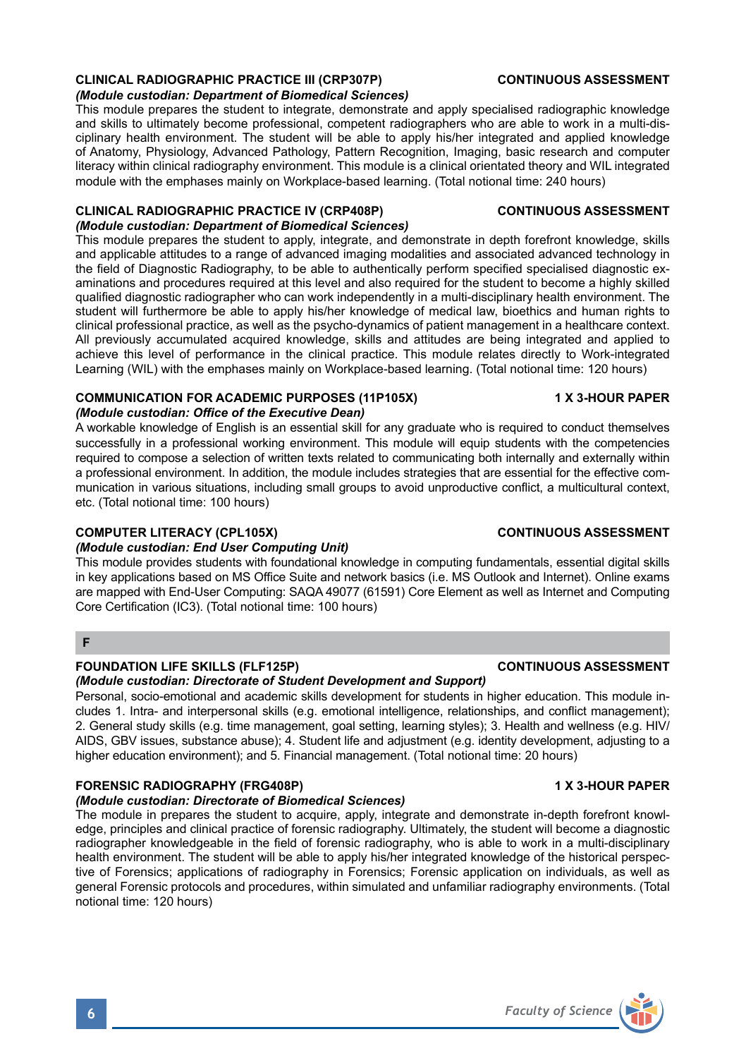### CLINICAL RADIOGRAPHIC PRACTICE III (CRP307P) — CONTINUOUS ASSESSMENT

*(Module custodian: Department of Biomedical Sciences)*

This module prepares the student to integrate, demonstrate and apply specialised radiographic knowledge and skills to ultimately become professional, competent radiographers who are able to work in a multi-disciplinary health environment. The student will be able to apply his/her integrated and applied knowledge of Anatomy, Physiology, Advanced Pathology, Pattern Recognition, Imaging, basic research and computer literacy within clinical radiography environment. This module is a clinical orientated theory and WIL integrated module with the emphases mainly on Workplace-based learning. (Total notional time: 240 hours)

### CLINICAL RADIOGRAPHIC PRACTICE IV (CRP408P) — CONTINUOUS ASSESSMENT

*(Module custodian: Department of Biomedical Sciences)*

This module prepares the student to apply, integrate, and demonstrate in depth forefront knowledge, skills and applicable attitudes to a range of advanced imaging modalities and associated advanced technology in the field of Diagnostic Radiography, to be able to authentically perform specified specialised diagnostic examinations and procedures required at this level and also required for the student to become a highly skilled qualified diagnostic radiographer who can work independently in a multi-disciplinary health environment. The student will furthermore be able to apply his/her knowledge of medical law, bioethics and human rights to clinical professional practice, as well as the psycho-dynamics of patient management in a healthcare context. All previously accumulated acquired knowledge, skills and attitudes are being integrated and applied to achieve this level of performance in the clinical practice. This module relates directly to Work-integrated Learning (WIL) with the emphases mainly on Workplace-based learning. (Total notional time: 120 hours)

### COMMUNICATION FOR ACADEMIC PURPOSES (11P105X) — 1 X 3-HOUR PAPER

*(Module custodian: Office of the Executive Dean)*

A workable knowledge of English is an essential skill for any graduate who is required to conduct themselves successfully in a professional working environment. This module will equip students with the competencies required to compose a selection of written texts related to communicating both internally and externally within a professional environment. In addition, the module includes strategies that are essential for the effective communication in various situations, including small groups to avoid unproductive conflict, a multicultural context, etc. (Total notional time: 100 hours)

### COMPUTER LITERACY (CPL105X) — CONTINUOUS ASSESSMENT

*(Module custodian: End User Computing Unit)*

This module provides students with foundational knowledge in computing fundamentals, essential digital skills in key applications based on MS Office Suite and network basics (i.e. MS Outlook and Internet). Online exams are mapped with End-User Computing: SAQA 49077 (61591) Core Element as well as Internet and Computing Core Certification (IC3). (Total notional time: 100 hours)

## F

### FOUNDATION LIFE SKILLS (FLF125P) — CONTINUOUS ASSESSMENT

*(Module custodian: Directorate of Student Development and Support)*

Personal, socio-emotional and academic skills development for students in higher education. This module includes 1. Intra- and interpersonal skills (e.g. emotional intelligence, relationships, and conflict management); 2. General study skills (e.g. time management, goal setting, learning styles); 3. Health and wellness (e.g. HIV/AIDS, GBV issues, substance abuse); 4. Student life and adjustment (e.g. identity development, adjusting to a higher education environment); and 5. Financial management. (Total notional time: 20 hours)

### FORENSIC RADIOGRAPHY (FRG408P) — 1 X 3-HOUR PAPER

*(Module custodian: Directorate of Biomedical Sciences)*

The module in prepares the student to acquire, apply, integrate and demonstrate in-depth forefront knowledge, principles and clinical practice of forensic radiography. Ultimately, the student will become a diagnostic radiographer knowledgeable in the field of forensic radiography, who is able to work in a multi-disciplinary health environment. The student will be able to apply his/her integrated knowledge of the historical perspective of Forensics; applications of radiography in Forensics; Forensic application on individuals, as well as general Forensic protocols and procedures, within simulated and unfamiliar radiography environments. (Total notional time: 120 hours)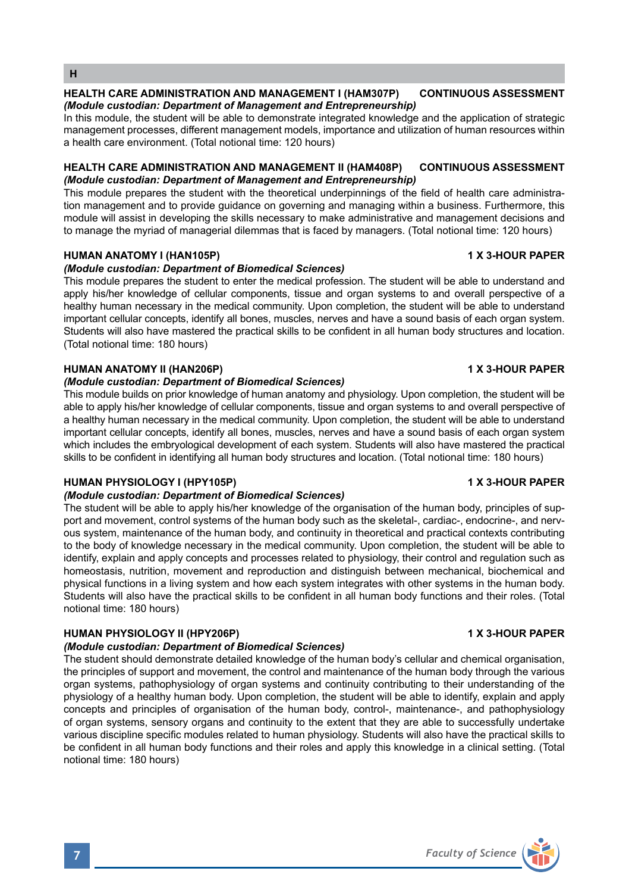## H

### HEALTH CARE ADMINISTRATION AND MANAGEMENT I (HAM307P) CONTINUOUS ASSESSMENT

***(Module custodian: Department of Management and Entrepreneurship)***

In this module, the student will be able to demonstrate integrated knowledge and the application of strategic management processes, different management models, importance and utilization of human resources within a health care environment. (Total notional time: 120 hours)

### HEALTH CARE ADMINISTRATION AND MANAGEMENT II (HAM408P) CONTINUOUS ASSESSMENT

***(Module custodian: Department of Management and Entrepreneurship)***

This module prepares the student with the theoretical underpinnings of the field of health care administration management and to provide guidance on governing and managing within a business. Furthermore, this module will assist in developing the skills necessary to make administrative and management decisions and to manage the myriad of managerial dilemmas that is faced by managers. (Total notional time: 120 hours)

### HUMAN ANATOMY I (HAN105P) 1 X 3-HOUR PAPER

***(Module custodian: Department of Biomedical Sciences)***

This module prepares the student to enter the medical profession. The student will be able to understand and apply his/her knowledge of cellular components, tissue and organ systems to and overall perspective of a healthy human necessary in the medical community. Upon completion, the student will be able to understand important cellular concepts, identify all bones, muscles, nerves and have a sound basis of each organ system. Students will also have mastered the practical skills to be confident in all human body structures and location. (Total notional time: 180 hours)

### HUMAN ANATOMY II (HAN206P) 1 X 3-HOUR PAPER

***(Module custodian: Department of Biomedical Sciences)***

This module builds on prior knowledge of human anatomy and physiology. Upon completion, the student will be able to apply his/her knowledge of cellular components, tissue and organ systems to and overall perspective of a healthy human necessary in the medical community. Upon completion, the student will be able to understand important cellular concepts, identify all bones, muscles, nerves and have a sound basis of each organ system which includes the embryological development of each system. Students will also have mastered the practical skills to be confident in identifying all human body structures and location. (Total notional time: 180 hours)

### HUMAN PHYSIOLOGY I (HPY105P) 1 X 3-HOUR PAPER

***(Module custodian: Department of Biomedical Sciences)***

The student will be able to apply his/her knowledge of the organisation of the human body, principles of support and movement, control systems of the human body such as the skeletal-, cardiac-, endocrine-, and nervous system, maintenance of the human body, and continuity in theoretical and practical contexts contributing to the body of knowledge necessary in the medical community. Upon completion, the student will be able to identify, explain and apply concepts and processes related to physiology, their control and regulation such as homeostasis, nutrition, movement and reproduction and distinguish between mechanical, biochemical and physical functions in a living system and how each system integrates with other systems in the human body. Students will also have the practical skills to be confident in all human body functions and their roles. (Total notional time: 180 hours)

### HUMAN PHYSIOLOGY II (HPY206P) 1 X 3-HOUR PAPER

***(Module custodian: Department of Biomedical Sciences)***

The student should demonstrate detailed knowledge of the human body's cellular and chemical organisation, the principles of support and movement, the control and maintenance of the human body through the various organ systems, pathophysiology of organ systems and continuity contributing to their understanding of the physiology of a healthy human body. Upon completion, the student will be able to identify, explain and apply concepts and principles of organisation of the human body, control-, maintenance-, and pathophysiology of organ systems, sensory organs and continuity to the extent that they are able to successfully undertake various discipline specific modules related to human physiology. Students will also have the practical skills to be confident in all human body functions and their roles and apply this knowledge in a clinical setting. (Total notional time: 180 hours)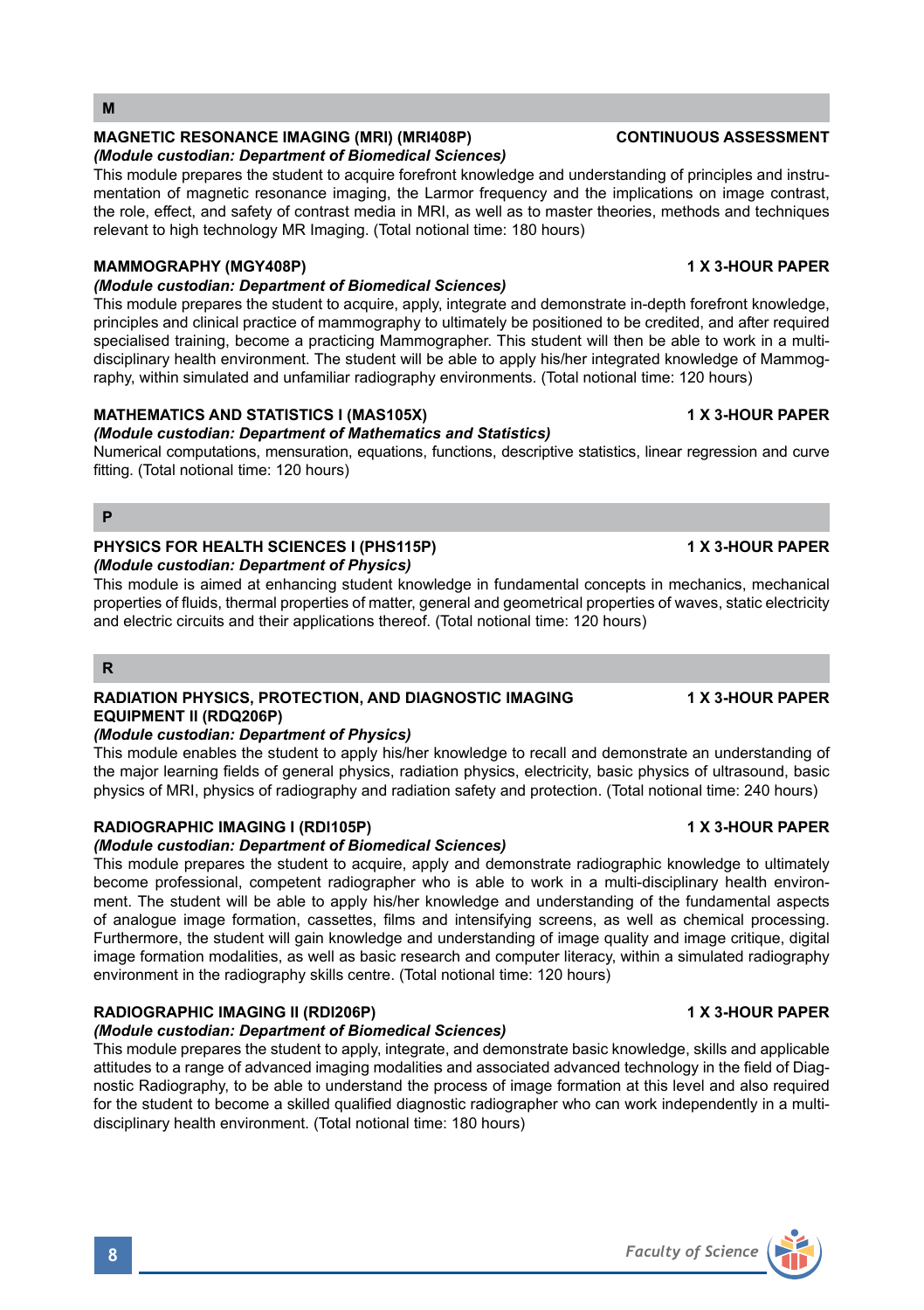## M

### MAGNETIC RESONANCE IMAGING (MRI) (MRI408P) — CONTINUOUS ASSESSMENT

***(Module custodian: Department of Biomedical Sciences)***

This module prepares the student to acquire forefront knowledge and understanding of principles and instrumentation of magnetic resonance imaging, the Larmor frequency and the implications on image contrast, the role, effect, and safety of contrast media in MRI, as well as to master theories, methods and techniques relevant to high technology MR Imaging. (Total notional time: 180 hours)

### MAMMOGRAPHY (MGY408P) — 1 X 3-HOUR PAPER

***(Module custodian: Department of Biomedical Sciences)***

This module prepares the student to acquire, apply, integrate and demonstrate in-depth forefront knowledge, principles and clinical practice of mammography to ultimately be positioned to be credited, and after required specialised training, become a practicing Mammographer. This student will then be able to work in a multi-disciplinary health environment. The student will be able to apply his/her integrated knowledge of Mammography, within simulated and unfamiliar radiography environments. (Total notional time: 120 hours)

### MATHEMATICS AND STATISTICS I (MAS105X) — 1 X 3-HOUR PAPER

***(Module custodian: Department of Mathematics and Statistics)***

Numerical computations, mensuration, equations, functions, descriptive statistics, linear regression and curve fitting. (Total notional time: 120 hours)

## P

### PHYSICS FOR HEALTH SCIENCES I (PHS115P) — 1 X 3-HOUR PAPER

***(Module custodian: Department of Physics)***

This module is aimed at enhancing student knowledge in fundamental concepts in mechanics, mechanical properties of fluids, thermal properties of matter, general and geometrical properties of waves, static electricity and electric circuits and their applications thereof. (Total notional time: 120 hours)

## R

### RADIATION PHYSICS, PROTECTION, AND DIAGNOSTIC IMAGING EQUIPMENT II (RDQ206P) — 1 X 3-HOUR PAPER

***(Module custodian: Department of Physics)***

This module enables the student to apply his/her knowledge to recall and demonstrate an understanding of the major learning fields of general physics, radiation physics, electricity, basic physics of ultrasound, basic physics of MRI, physics of radiography and radiation safety and protection. (Total notional time: 240 hours)

### RADIOGRAPHIC IMAGING I (RDI105P) — 1 X 3-HOUR PAPER

***(Module custodian: Department of Biomedical Sciences)***

This module prepares the student to acquire, apply and demonstrate radiographic knowledge to ultimately become professional, competent radiographer who is able to work in a multi-disciplinary health environment. The student will be able to apply his/her knowledge and understanding of the fundamental aspects of analogue image formation, cassettes, films and intensifying screens, as well as chemical processing. Furthermore, the student will gain knowledge and understanding of image quality and image critique, digital image formation modalities, as well as basic research and computer literacy, within a simulated radiography environment in the radiography skills centre. (Total notional time: 120 hours)

### RADIOGRAPHIC IMAGING II (RDI206P) — 1 X 3-HOUR PAPER

***(Module custodian: Department of Biomedical Sciences)***

This module prepares the student to apply, integrate, and demonstrate basic knowledge, skills and applicable attitudes to a range of advanced imaging modalities and associated advanced technology in the field of Diagnostic Radiography, to be able to understand the process of image formation at this level and also required for the student to become a skilled qualified diagnostic radiographer who can work independently in a multi-disciplinary health environment. (Total notional time: 180 hours)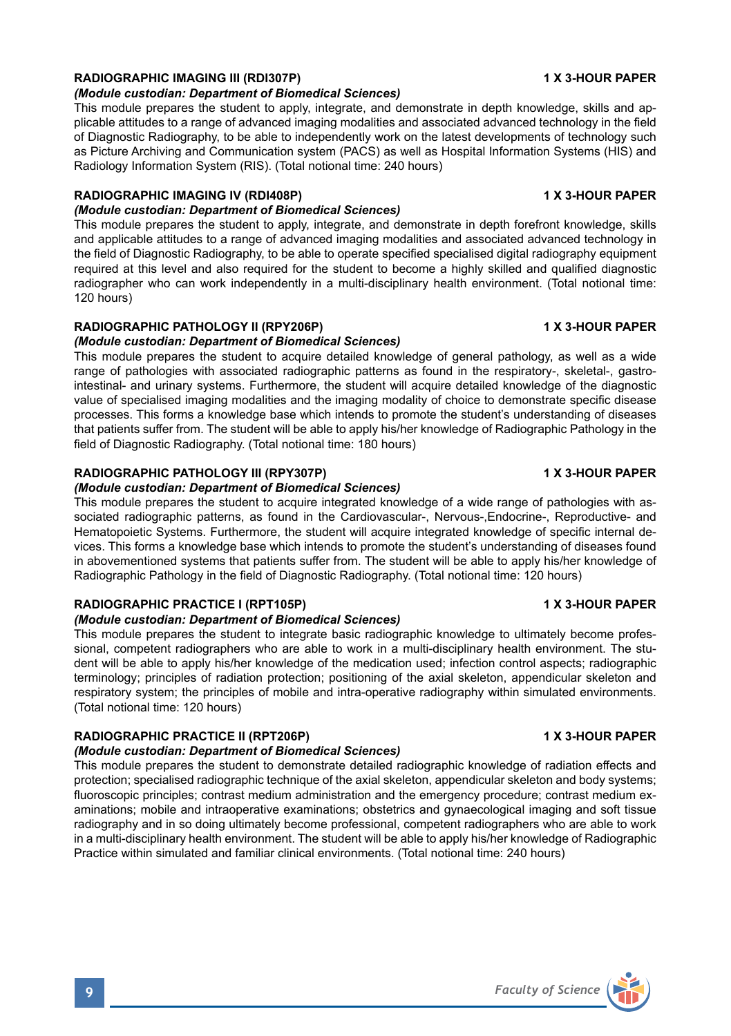**RADIOGRAPHIC IMAGING III (RDI307P)** **1 X 3-HOUR PAPER**

***(Module custodian: Department of Biomedical Sciences)***

This module prepares the student to apply, integrate, and demonstrate in depth knowledge, skills and applicable attitudes to a range of advanced imaging modalities and associated advanced technology in the field of Diagnostic Radiography, to be able to independently work on the latest developments of technology such as Picture Archiving and Communication system (PACS) as well as Hospital Information Systems (HIS) and Radiology Information System (RIS). (Total notional time: 240 hours)

**RADIOGRAPHIC IMAGING IV (RDI408P)** **1 X 3-HOUR PAPER**

***(Module custodian: Department of Biomedical Sciences)***

This module prepares the student to apply, integrate, and demonstrate in depth forefront knowledge, skills and applicable attitudes to a range of advanced imaging modalities and associated advanced technology in the field of Diagnostic Radiography, to be able to operate specified specialised digital radiography equipment required at this level and also required for the student to become a highly skilled and qualified diagnostic radiographer who can work independently in a multi-disciplinary health environment. (Total notional time: 120 hours)

**RADIOGRAPHIC PATHOLOGY II (RPY206P)** **1 X 3-HOUR PAPER**

***(Module custodian: Department of Biomedical Sciences)***

This module prepares the student to acquire detailed knowledge of general pathology, as well as a wide range of pathologies with associated radiographic patterns as found in the respiratory-, skeletal-, gastrointestinal- and urinary systems. Furthermore, the student will acquire detailed knowledge of the diagnostic value of specialised imaging modalities and the imaging modality of choice to demonstrate specific disease processes. This forms a knowledge base which intends to promote the student's understanding of diseases that patients suffer from. The student will be able to apply his/her knowledge of Radiographic Pathology in the field of Diagnostic Radiography. (Total notional time: 180 hours)

**RADIOGRAPHIC PATHOLOGY III (RPY307P)** **1 X 3-HOUR PAPER**

***(Module custodian: Department of Biomedical Sciences)***

This module prepares the student to acquire integrated knowledge of a wide range of pathologies with associated radiographic patterns, as found in the Cardiovascular-, Nervous-,Endocrine-, Reproductive- and Hematopoietic Systems. Furthermore, the student will acquire integrated knowledge of specific internal devices. This forms a knowledge base which intends to promote the student's understanding of diseases found in abovementioned systems that patients suffer from. The student will be able to apply his/her knowledge of Radiographic Pathology in the field of Diagnostic Radiography. (Total notional time: 120 hours)

**RADIOGRAPHIC PRACTICE I (RPT105P)** **1 X 3-HOUR PAPER**

***(Module custodian: Department of Biomedical Sciences)***

This module prepares the student to integrate basic radiographic knowledge to ultimately become professional, competent radiographers who are able to work in a multi-disciplinary health environment. The student will be able to apply his/her knowledge of the medication used; infection control aspects; radiographic terminology; principles of radiation protection; positioning of the axial skeleton, appendicular skeleton and respiratory system; the principles of mobile and intra-operative radiography within simulated environments. (Total notional time: 120 hours)

**RADIOGRAPHIC PRACTICE II (RPT206P)** **1 X 3-HOUR PAPER**

***(Module custodian: Department of Biomedical Sciences)***

This module prepares the student to demonstrate detailed radiographic knowledge of radiation effects and protection; specialised radiographic technique of the axial skeleton, appendicular skeleton and body systems; fluoroscopic principles; contrast medium administration and the emergency procedure; contrast medium examinations; mobile and intraoperative examinations; obstetrics and gynaecological imaging and soft tissue radiography and in so doing ultimately become professional, competent radiographers who are able to work in a multi-disciplinary health environment. The student will be able to apply his/her knowledge of Radiographic Practice within simulated and familiar clinical environments. (Total notional time: 240 hours)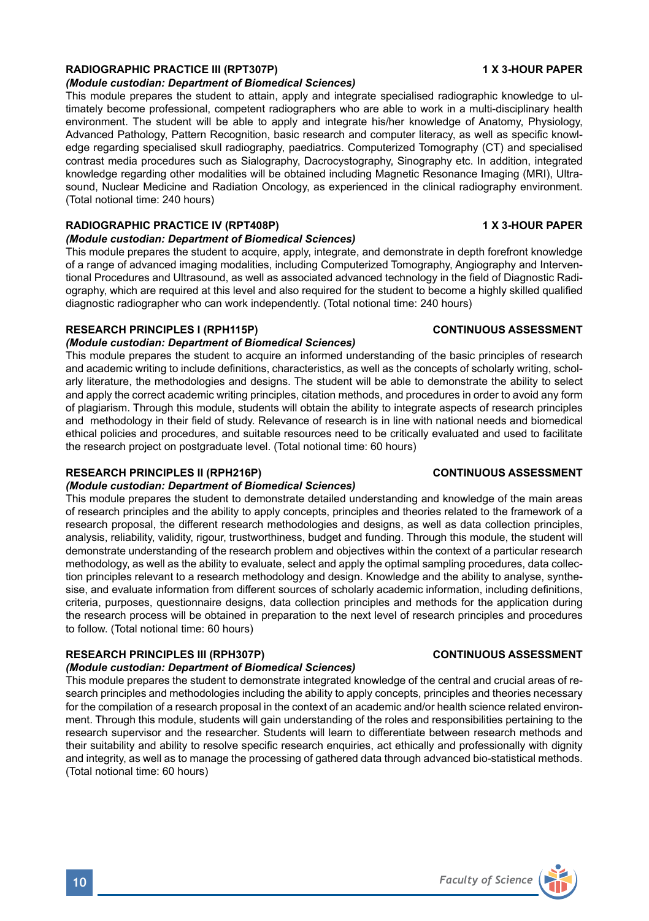**RADIOGRAPHIC PRACTICE III (RPT307P)** **1 X 3-HOUR PAPER**

***(Module custodian: Department of Biomedical Sciences)***

This module prepares the student to attain, apply and integrate specialised radiographic knowledge to ultimately become professional, competent radiographers who are able to work in a multi-disciplinary health environment. The student will be able to apply and integrate his/her knowledge of Anatomy, Physiology, Advanced Pathology, Pattern Recognition, basic research and computer literacy, as well as specific knowledge regarding specialised skull radiography, paediatrics. Computerized Tomography (CT) and specialised contrast media procedures such as Sialography, Dacrocystography, Sinography etc. In addition, integrated knowledge regarding other modalities will be obtained including Magnetic Resonance Imaging (MRI), Ultrasound, Nuclear Medicine and Radiation Oncology, as experienced in the clinical radiography environment. (Total notional time: 240 hours)

**RADIOGRAPHIC PRACTICE IV (RPT408P)** **1 X 3-HOUR PAPER**

***(Module custodian: Department of Biomedical Sciences)***

This module prepares the student to acquire, apply, integrate, and demonstrate in depth forefront knowledge of a range of advanced imaging modalities, including Computerized Tomography, Angiography and Interventional Procedures and Ultrasound, as well as associated advanced technology in the field of Diagnostic Radiography, which are required at this level and also required for the student to become a highly skilled qualified diagnostic radiographer who can work independently. (Total notional time: 240 hours)

**RESEARCH PRINCIPLES I (RPH115P)** **CONTINUOUS ASSESSMENT**

***(Module custodian: Department of Biomedical Sciences)***

This module prepares the student to acquire an informed understanding of the basic principles of research and academic writing to include definitions, characteristics, as well as the concepts of scholarly writing, scholarly literature, the methodologies and designs. The student will be able to demonstrate the ability to select and apply the correct academic writing principles, citation methods, and procedures in order to avoid any form of plagiarism. Through this module, students will obtain the ability to integrate aspects of research principles and methodology in their field of study. Relevance of research is in line with national needs and biomedical ethical policies and procedures, and suitable resources need to be critically evaluated and used to facilitate the research project on postgraduate level. (Total notional time: 60 hours)

**RESEARCH PRINCIPLES II (RPH216P)** **CONTINUOUS ASSESSMENT**

***(Module custodian: Department of Biomedical Sciences)***

This module prepares the student to demonstrate detailed understanding and knowledge of the main areas of research principles and the ability to apply concepts, principles and theories related to the framework of a research proposal, the different research methodologies and designs, as well as data collection principles, analysis, reliability, validity, rigour, trustworthiness, budget and funding. Through this module, the student will demonstrate understanding of the research problem and objectives within the context of a particular research methodology, as well as the ability to evaluate, select and apply the optimal sampling procedures, data collection principles relevant to a research methodology and design. Knowledge and the ability to analyse, synthesise, and evaluate information from different sources of scholarly academic information, including definitions, criteria, purposes, questionnaire designs, data collection principles and methods for the application during the research process will be obtained in preparation to the next level of research principles and procedures to follow. (Total notional time: 60 hours)

**RESEARCH PRINCIPLES III (RPH307P)** **CONTINUOUS ASSESSMENT**

***(Module custodian: Department of Biomedical Sciences)***

This module prepares the student to demonstrate integrated knowledge of the central and crucial areas of research principles and methodologies including the ability to apply concepts, principles and theories necessary for the compilation of a research proposal in the context of an academic and/or health science related environment. Through this module, students will gain understanding of the roles and responsibilities pertaining to the research supervisor and the researcher. Students will learn to differentiate between research methods and their suitability and ability to resolve specific research enquiries, act ethically and professionally with dignity and integrity, as well as to manage the processing of gathered data through advanced bio-statistical methods. (Total notional time: 60 hours)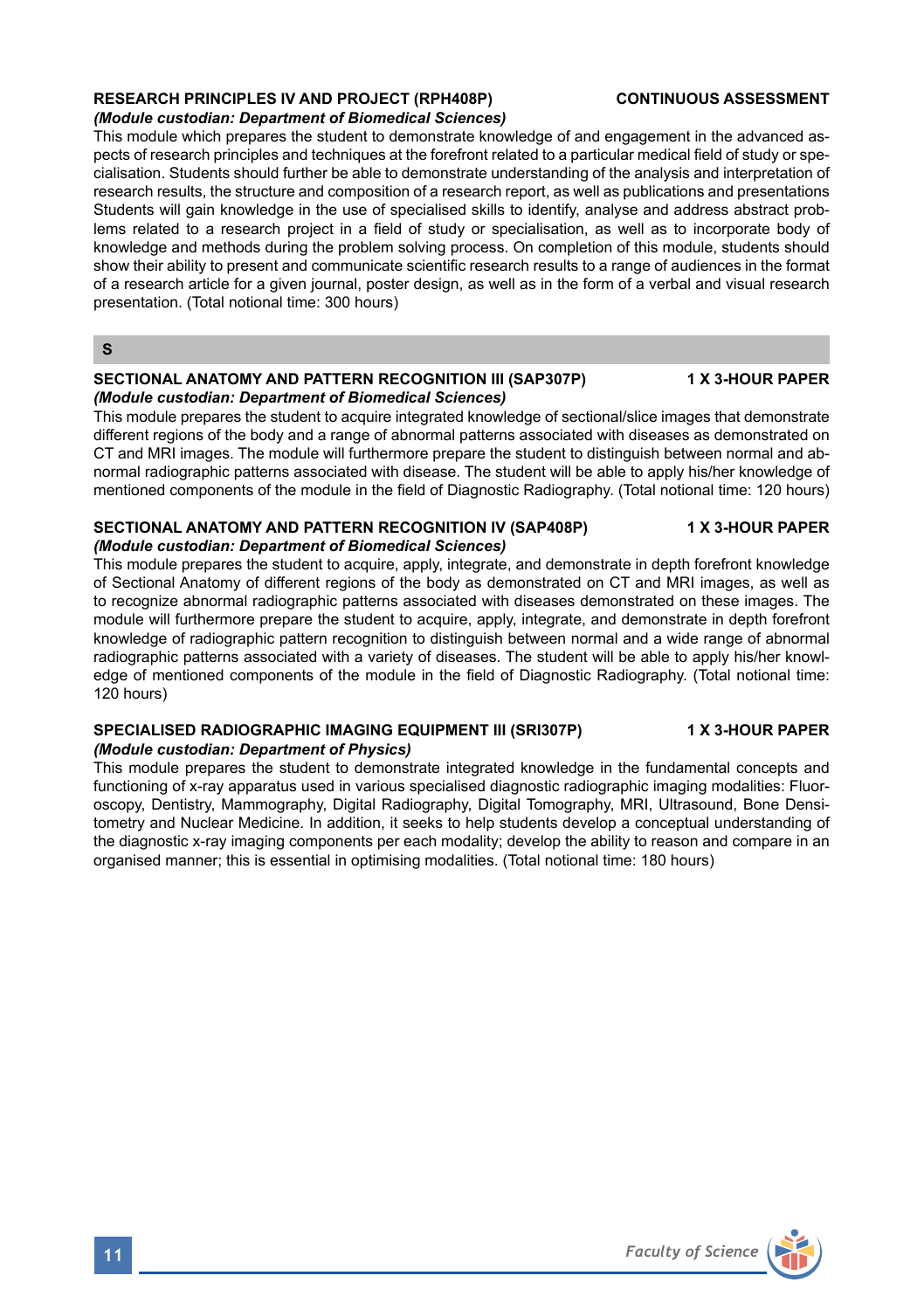**RESEARCH PRINCIPLES IV AND PROJECT (RPH408P)** **CONTINUOUS ASSESSMENT**
***(Module custodian: Department of Biomedical Sciences)***
This module which prepares the student to demonstrate knowledge of and engagement in the advanced aspects of research principles and techniques at the forefront related to a particular medical field of study or specialisation. Students should further be able to demonstrate understanding of the analysis and interpretation of research results, the structure and composition of a research report, as well as publications and presentations Students will gain knowledge in the use of specialised skills to identify, analyse and address abstract problems related to a research project in a field of study or specialisation, as well as to incorporate body of knowledge and methods during the problem solving process. On completion of this module, students should show their ability to present and communicate scientific research results to a range of audiences in the format of a research article for a given journal, poster design, as well as in the form of a verbal and visual research presentation. (Total notional time: 300 hours)

## S

**SECTIONAL ANATOMY AND PATTERN RECOGNITION III (SAP307P)** **1 X 3-HOUR PAPER**
***(Module custodian: Department of Biomedical Sciences)***
This module prepares the student to acquire integrated knowledge of sectional/slice images that demonstrate different regions of the body and a range of abnormal patterns associated with diseases as demonstrated on CT and MRI images. The module will furthermore prepare the student to distinguish between normal and abnormal radiographic patterns associated with disease. The student will be able to apply his/her knowledge of mentioned components of the module in the field of Diagnostic Radiography. (Total notional time: 120 hours)

**SECTIONAL ANATOMY AND PATTERN RECOGNITION IV (SAP408P)** **1 X 3-HOUR PAPER**
***(Module custodian: Department of Biomedical Sciences)***
This module prepares the student to acquire, apply, integrate, and demonstrate in depth forefront knowledge of Sectional Anatomy of different regions of the body as demonstrated on CT and MRI images, as well as to recognize abnormal radiographic patterns associated with diseases demonstrated on these images. The module will furthermore prepare the student to acquire, apply, integrate, and demonstrate in depth forefront knowledge of radiographic pattern recognition to distinguish between normal and a wide range of abnormal radiographic patterns associated with a variety of diseases. The student will be able to apply his/her knowledge of mentioned components of the module in the field of Diagnostic Radiography. (Total notional time: 120 hours)

**SPECIALISED RADIOGRAPHIC IMAGING EQUIPMENT III (SRI307P)** **1 X 3-HOUR PAPER**
***(Module custodian: Department of Physics)***
This module prepares the student to demonstrate integrated knowledge in the fundamental concepts and functioning of x-ray apparatus used in various specialised diagnostic radiographic imaging modalities: Fluoroscopy, Dentistry, Mammography, Digital Radiography, Digital Tomography, MRI, Ultrasound, Bone Densitometry and Nuclear Medicine. In addition, it seeks to help students develop a conceptual understanding of the diagnostic x-ray imaging components per each modality; develop the ability to reason and compare in an organised manner; this is essential in optimising modalities. (Total notional time: 180 hours)